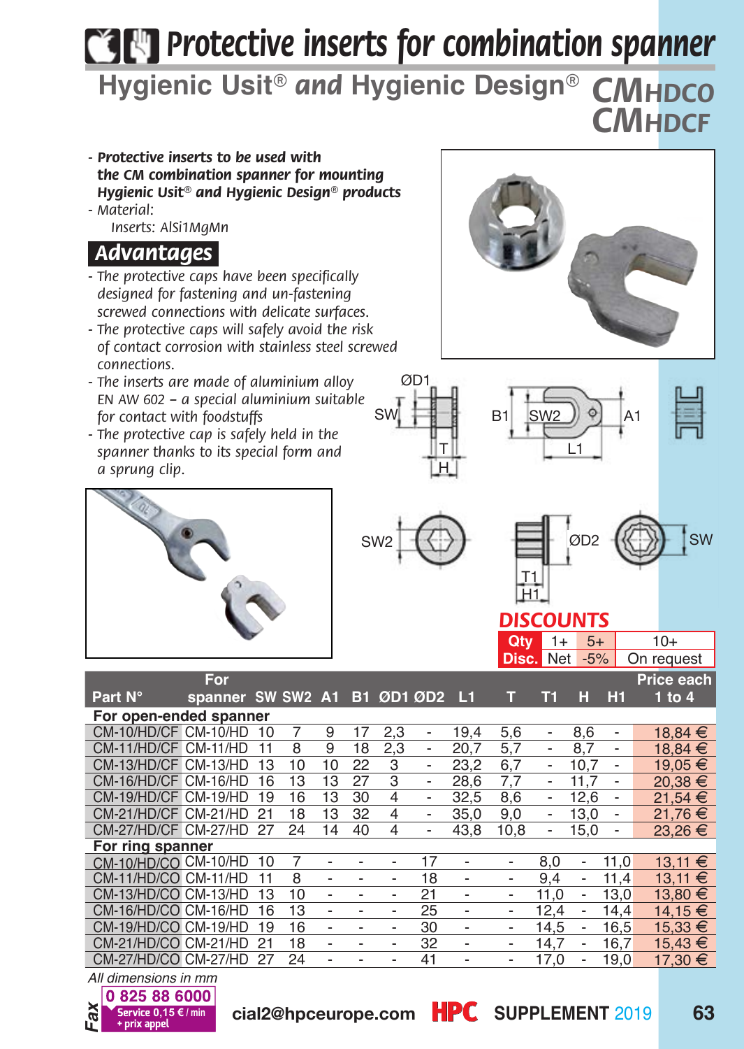# Protective inserts for combination spanner

## Hygienic Usit® and Hygienic Design® CMHDCO CMHDCF

- **Protective inserts to be used with the CM combination spanner for mounting Hygienic Usit® and Hygienic Design® products**
- Material:
  Inserts: AlSi1MgMn

## Advantages

- The protective caps have been specifically designed for fastening and un-fastening screwed connections with delicate surfaces.
- The protective caps will safely avoid the risk of contact corrosion with stainless steel screwed connections.
- The inserts are made of aluminium alloy EN AW 602 – a special aluminium suitable for contact with foodstuffs
- The protective cap is safely held in the spanner thanks to its special form and a sprung clip.

### DISCOUNTS

| Qty | 1+ | 5+ | 10+ |
|---|---|---|---|
| Disc. | Net | -5% | On request |

| Part N° | For spanner | SW | SW2 | A1 | B1 | ØD1 | ØD2 | L1 | T | T1 | H | H1 | Price each 1 to 4 |
|---|---|---|---|---|---|---|---|---|---|---|---|---|---|
| **For open-ended spanner** | | | | | | | | | | | | | |
| CM-10/HD/CF | CM-10/HD | 10 | 7 | 9 | 17 | 2,3 | - | 19,4 | 5,6 | - | 8,6 | - | 18,84 € |
| CM-11/HD/CF | CM-11/HD | 11 | 8 | 9 | 18 | 2,3 | - | 20,7 | 5,7 | - | 8,7 | - | 18,84 € |
| CM-13/HD/CF | CM-13/HD | 13 | 10 | 10 | 22 | 3 | - | 23,2 | 6,7 | - | 10,7 | - | 19,05 € |
| CM-16/HD/CF | CM-16/HD | 16 | 13 | 13 | 27 | 3 | - | 28,6 | 7,7 | - | 11,7 | - | 20,38 € |
| CM-19/HD/CF | CM-19/HD | 19 | 16 | 13 | 30 | 4 | - | 32,5 | 8,6 | - | 12,6 | - | 21,54 € |
| CM-21/HD/CF | CM-21/HD | 21 | 18 | 13 | 32 | 4 | - | 35,0 | 9,0 | - | 13,0 | - | 21,76 € |
| CM-27/HD/CF | CM-27/HD | 27 | 24 | 14 | 40 | 4 | - | 43,8 | 10,8 | - | 15,0 | - | 23,26 € |
| **For ring spanner** | | | | | | | | | | | | | |
| CM-10/HD/CO | CM-10/HD | 10 | 7 | - | - | - | 17 | - | - | 8,0 | - | 11,0 | 13,11 € |
| CM-11/HD/CO | CM-11/HD | 11 | 8 | - | - | - | 18 | - | - | 9,4 | - | 11,4 | 13,11 € |
| CM-13/HD/CO | CM-13/HD | 13 | 10 | - | - | - | 21 | - | - | 11,0 | - | 13,0 | 13,80 € |
| CM-16/HD/CO | CM-16/HD | 16 | 13 | - | - | - | 25 | - | - | 12,4 | - | 14,4 | 14,15 € |
| CM-19/HD/CO | CM-19/HD | 19 | 16 | - | - | - | 30 | - | - | 14,5 | - | 16,5 | 15,33 € |
| CM-21/HD/CO | CM-21/HD | 21 | 18 | - | - | - | 32 | - | - | 14,7 | - | 16,7 | 15,43 € |
| CM-27/HD/CO | CM-27/HD | 27 | 24 | - | - | - | 41 | - | - | 17,0 | - | 19,0 | 17,30 € |

*All dimensions in mm*

Fax 0 825 88 6000 Service 0,15 € / min + prix appel

cial2@hpceurope.com HPC SUPPLEMENT 2019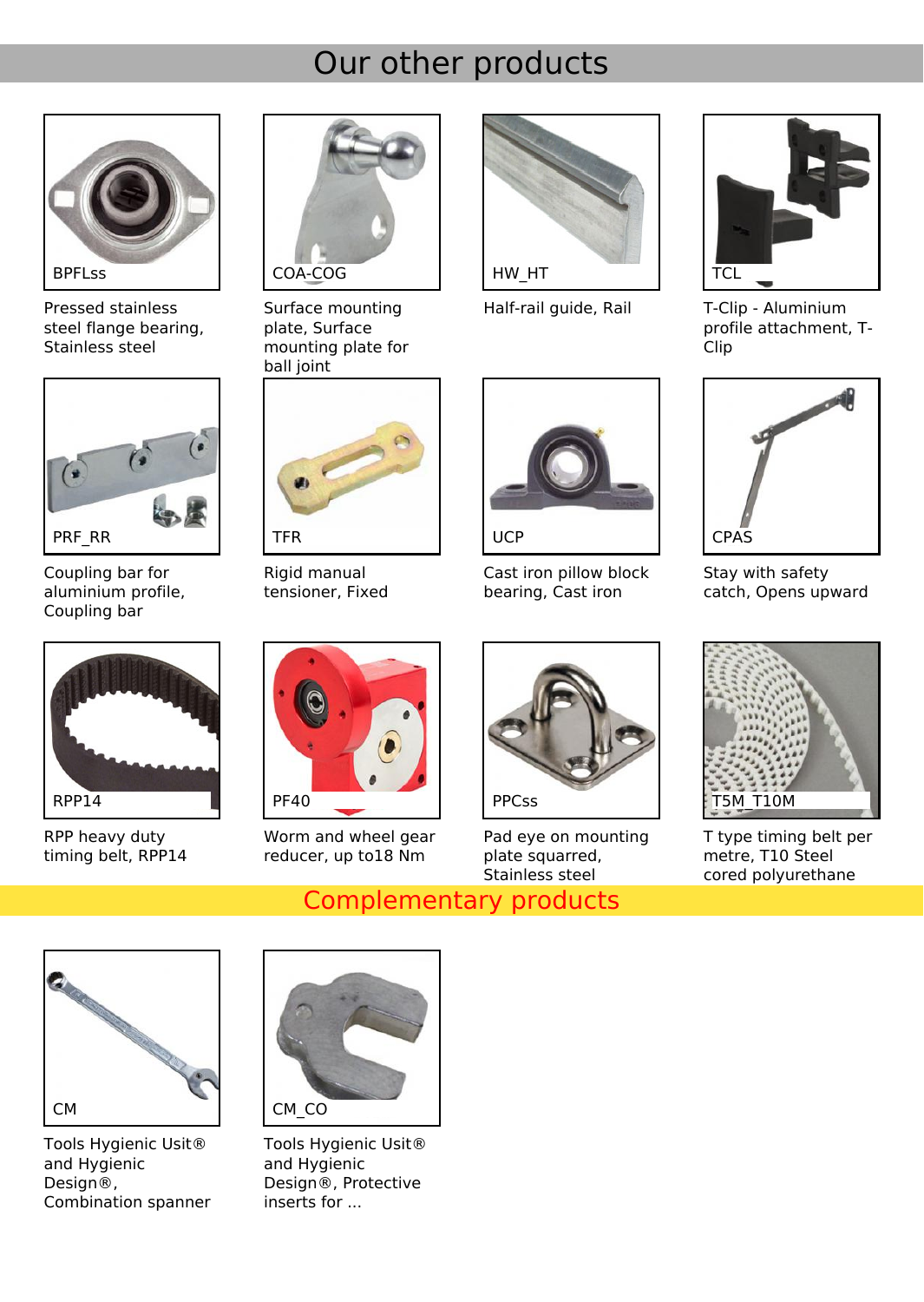# Our other products

BPFLss

Pressed stainless steel flange bearing, Stainless steel

COA-COG

Surface mounting plate, Surface mounting plate for ball joint

HW_HT

Half-rail guide, Rail

TCL

T-Clip - Aluminium profile attachment, T-Clip

PRF_RR

Coupling bar for aluminium profile, Coupling bar

TFR

Rigid manual tensioner, Fixed

UCP

Cast iron pillow block bearing, Cast iron

CPAS

Stay with safety catch, Opens upward

RPP14

RPP heavy duty timing belt, RPP14

PF40

Worm and wheel gear reducer, up to18 Nm

PPCss

Pad eye on mounting plate squarred, Stainless steel

T5M_T10M

T type timing belt per metre, T10 Steel cored polyurethane

# Complementary products

CM

Tools Hygienic Usit® and Hygienic Design®, Combination spanner

CM_CO

Tools Hygienic Usit® and Hygienic Design®, Protective inserts for ...